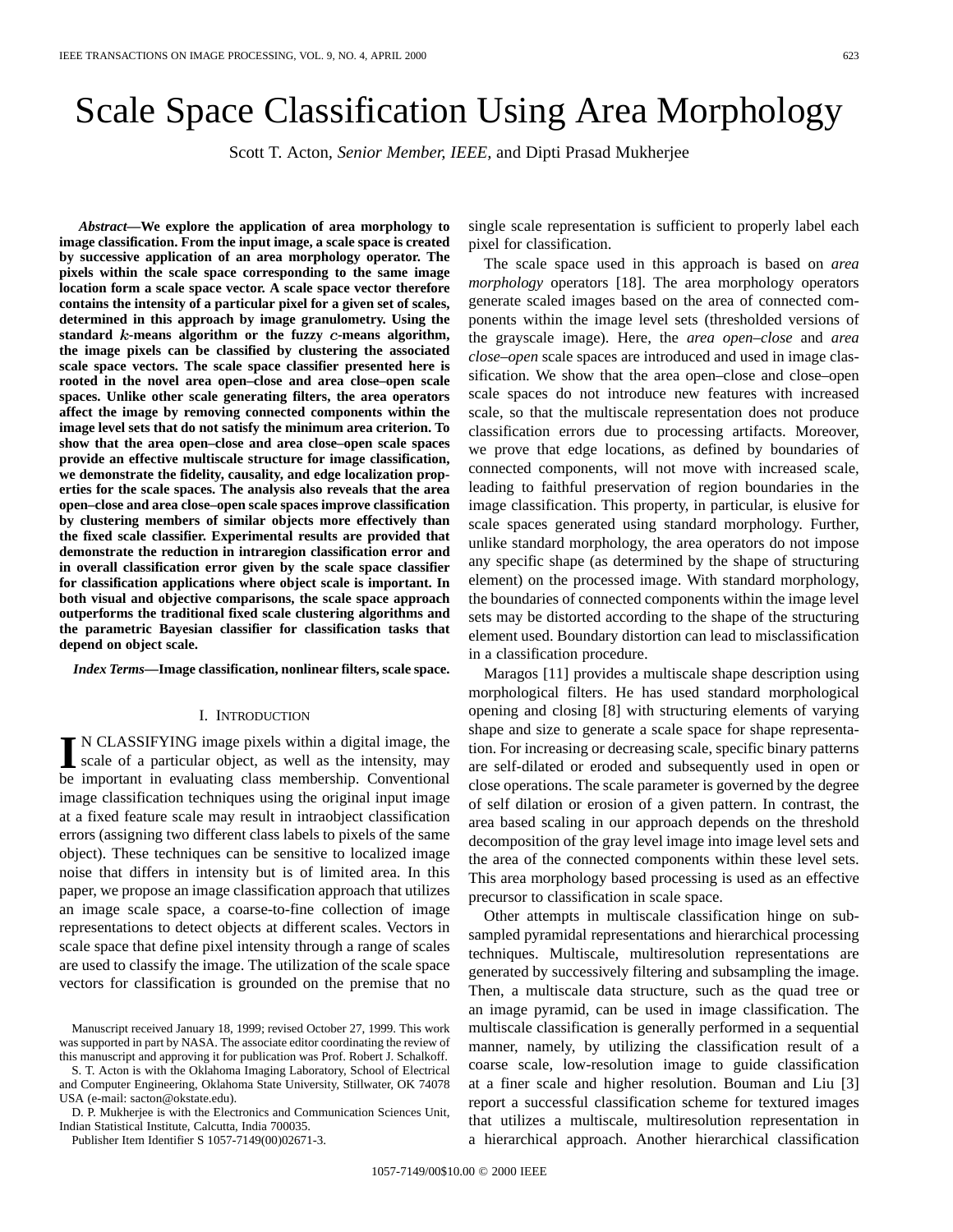# Scale Space Classification Using Area Morphology

Scott T. Acton, *Senior Member, IEEE,* and Dipti Prasad Mukherjee

***Abstract*—We explore the application of area morphology to image classification. From the input image, a scale space is created by successive application of an area morphology operator. The pixels within the scale space corresponding to the same image location form a scale space vector. A scale space vector therefore contains the intensity of a particular pixel for a given set of scales, determined in this approach by image granulometry. Using the standard $k$-means algorithm or the fuzzy $c$-means algorithm, the image pixels can be classified by clustering the associated scale space vectors. The scale space classifier presented here is rooted in the novel area open–close and area close–open scale spaces. Unlike other scale generating filters, the area operators affect the image by removing connected components within the image level sets that do not satisfy the minimum area criterion. To show that the area open–close and area close–open scale spaces provide an effective multiscale structure for image classification, we demonstrate the fidelity, causality, and edge localization properties for the scale spaces. The analysis also reveals that the area open–close and area close–open scale spaces improve classification by clustering members of similar objects more effectively than the fixed scale classifier. Experimental results are provided that demonstrate the reduction in intraregion classification error and in overall classification error given by the scale space classifier for classification applications where object scale is important. In both visual and objective comparisons, the scale space approach outperforms the traditional fixed scale clustering algorithms and the parametric Bayesian classifier for classification tasks that depend on object scale.**

***Index Terms*—Image classification, nonlinear filters, scale space.**

## I. Introduction

In classifying image pixels within a digital image, the scale of a particular object, as well as the intensity, may be important in evaluating class membership. Conventional image classification techniques using the original input image at a fixed feature scale may result in intraobject classification errors (assigning two different class labels to pixels of the same object). These techniques can be sensitive to localized image noise that differs in intensity but is of limited area. In this paper, we propose an image classification approach that utilizes an image scale space, a coarse-to-fine collection of image representations to detect objects at different scales. Vectors in scale space that define pixel intensity through a range of scales are used to classify the image. The utilization of the scale space vectors for classification is grounded on the premise that no single scale representation is sufficient to properly label each pixel for classification.

The scale space used in this approach is based on *area morphology* operators [18]. The area morphology operators generate scaled images based on the area of connected components within the image level sets (thresholded versions of the grayscale image). Here, the *area open–close* and *area close–open* scale spaces are introduced and used in image classification. We show that the area open–close and close–open scale spaces do not introduce new features with increased scale, so that the multiscale representation does not produce classification errors due to processing artifacts. Moreover, we prove that edge locations, as defined by boundaries of connected components, will not move with increased scale, leading to faithful preservation of region boundaries in the image classification. This property, in particular, is elusive for scale spaces generated using standard morphology. Further, unlike standard morphology, the area operators do not impose any specific shape (as determined by the shape of structuring element) on the processed image. With standard morphology, the boundaries of connected components within the image level sets may be distorted according to the shape of the structuring element used. Boundary distortion can lead to misclassification in a classification procedure.

Maragos [11] provides a multiscale shape description using morphological filters. He has used standard morphological opening and closing [8] with structuring elements of varying shape and size to generate a scale space for shape representation. For increasing or decreasing scale, specific binary patterns are self-dilated or eroded and subsequently used in open or close operations. The scale parameter is governed by the degree of self dilation or erosion of a given pattern. In contrast, the area based scaling in our approach depends on the threshold decomposition of the gray level image into image level sets and the area of the connected components within these level sets. This area morphology based processing is used as an effective precursor to classification in scale space.

Other attempts in multiscale classification hinge on subsampled pyramidal representations and hierarchical processing techniques. Multiscale, multiresolution representations are generated by successively filtering and subsampling the image. Then, a multiscale data structure, such as the quad tree or an image pyramid, can be used in image classification. The multiscale classification is generally performed in a sequential manner, namely, by utilizing the classification result of a coarse scale, low-resolution image to guide classification at a finer scale and higher resolution. Bouman and Liu [3] report a successful classification scheme for textured images that utilizes a multiscale, multiresolution representation in a hierarchical approach. Another hierarchical classification

Manuscript received January 18, 1999; revised October 27, 1999. This work was supported in part by NASA. The associate editor coordinating the review of this manuscript and approving it for publication was Prof. Robert J. Schalkoff.

S. T. Acton is with the Oklahoma Imaging Laboratory, School of Electrical and Computer Engineering, Oklahoma State University, Stillwater, OK 74078 USA (e-mail: sacton@okstate.edu).

D. P. Mukherjee is with the Electronics and Communication Sciences Unit, Indian Statistical Institute, Calcutta, India 700035.

Publisher Item Identifier S 1057-7149(00)02671-3.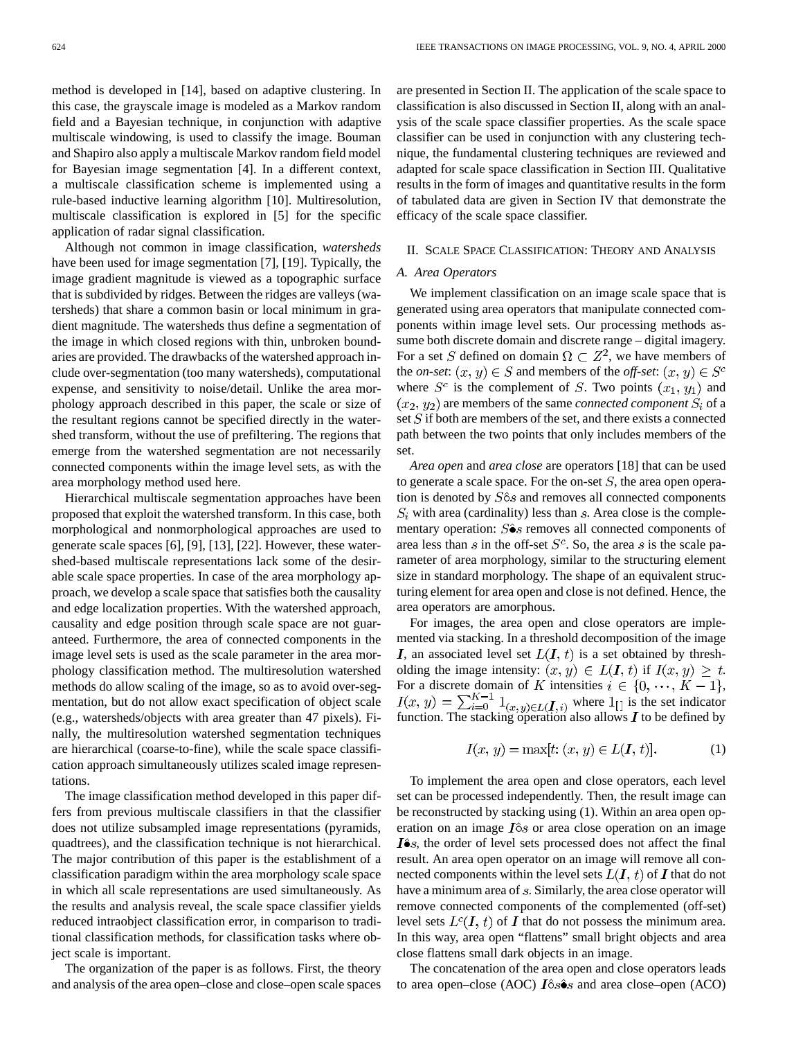method is developed in [14], based on adaptive clustering. In this case, the grayscale image is modeled as a Markov random field and a Bayesian technique, in conjunction with adaptive multiscale windowing, is used to classify the image. Bouman and Shapiro also apply a multiscale Markov random field model for Bayesian image segmentation [4]. In a different context, a multiscale classification scheme is implemented using a rule-based inductive learning algorithm [10]. Multiresolution, multiscale classification is explored in [5] for the specific application of radar signal classification.

Although not common in image classification, *watersheds* have been used for image segmentation [7], [19]. Typically, the image gradient magnitude is viewed as a topographic surface that is subdivided by ridges. Between the ridges are valleys (watersheds) that share a common basin or local minimum in gradient magnitude. The watersheds thus define a segmentation of the image in which closed regions with thin, unbroken boundaries are provided. The drawbacks of the watershed approach include over-segmentation (too many watersheds), computational expense, and sensitivity to noise/detail. Unlike the area morphology approach described in this paper, the scale or size of the resultant regions cannot be specified directly in the watershed transform, without the use of prefiltering. The regions that emerge from the watershed segmentation are not necessarily connected components within the image level sets, as with the area morphology method used here.

Hierarchical multiscale segmentation approaches have been proposed that exploit the watershed transform. In this case, both morphological and nonmorphological approaches are used to generate scale spaces [6], [9], [13], [22]. However, these watershed-based multiscale representations lack some of the desirable scale space properties. In case of the area morphology approach, we develop a scale space that satisfies both the causality and edge localization properties. With the watershed approach, causality and edge position through scale space are not guaranteed. Furthermore, the area of connected components in the image level sets is used as the scale parameter in the area morphology classification method. The multiresolution watershed methods do allow scaling of the image, so as to avoid over-segmentation, but do not allow exact specification of object scale (e.g., watersheds/objects with area greater than 47 pixels). Finally, the multiresolution watershed segmentation techniques are hierarchical (coarse-to-fine), while the scale space classification approach simultaneously utilizes scaled image representations.

The image classification method developed in this paper differs from previous multiscale classifiers in that the classifier does not utilize subsampled image representations (pyramids, quadtrees), and the classification technique is not hierarchical. The major contribution of this paper is the establishment of a classification paradigm within the area morphology scale space in which all scale representations are used simultaneously. As the results and analysis reveal, the scale space classifier yields reduced intraobject classification error, in comparison to traditional classification methods, for classification tasks where object scale is important.

The organization of the paper is as follows. First, the theory and analysis of the area open–close and close–open scale spaces are presented in Section II. The application of the scale space to classification is also discussed in Section II, along with an analysis of the scale space classifier properties. As the scale space classifier can be used in conjunction with any clustering technique, the fundamental clustering techniques are reviewed and adapted for scale space classification in Section III. Qualitative results in the form of images and quantitative results in the form of tabulated data are given in Section IV that demonstrate the efficacy of the scale space classifier.

## II. Scale Space Classification: Theory and Analysis

### A. Area Operators

We implement classification on an image scale space that is generated using area operators that manipulate connected components within image level sets. Our processing methods assume both discrete domain and discrete range – digital imagery. For a set $S$ defined on domain $\Omega \subset Z^2$, we have members of the *on-set*: $(x, y) \in S$ and members of the *off-set*: $(x, y) \in S^c$ where $S^c$ is the complement of $S$. Two points $(x_1, y_1)$ and $(x_2, y_2)$ are members of the same *connected component* $S_i$ of a set $S$ if both are members of the set, and there exists a connected path between the two points that only includes members of the set.

*Area open* and *area close* are operators [18] that can be used to generate a scale space. For the on-set $S$, the area open operation is denoted by $S \hat{\circ} s$ and removes all connected components $S_i$ with area (cardinality) less than $s$. Area close is the complementary operation: $S \hat{\bullet} s$ removes all connected components of area less than $s$ in the off-set $S^c$. So, the area $s$ is the scale parameter of area morphology, similar to the structuring element size in standard morphology. The shape of an equivalent structuring element for area open and close is not defined. Hence, the area operators are amorphous.

For images, the area open and close operators are implemented via stacking. In a threshold decomposition of the image $\boldsymbol{I}$, an associated level set $L(\boldsymbol{I}, t)$ is a set obtained by thresholding the image intensity: $(x, y) \in L(\boldsymbol{I}, t)$ if $I(x, y) \geq t$. For a discrete domain of $K$ intensities $i \in \{0, \cdots, K-1\}$, $I(x, y) = \sum_{i=0}^{K-1} 1_{(x,y) \in L(\boldsymbol{I}, i)}$ where $1_{[]}$ is the set indicator function. The stacking operation also allows $\boldsymbol{I}$ to be defined by

$$I(x, y) = \max[t: (x, y) \in L(\boldsymbol{I}, t)]. \tag{1}$$

To implement the area open and close operators, each level set can be processed independently. Then, the result image can be reconstructed by stacking using (1). Within an area open operation on an image $\boldsymbol{I} \hat{\circ} s$ or area close operation on an image $\boldsymbol{I} \hat{\bullet} s$, the order of level sets processed does not affect the final result. An area open operator on an image will remove all connected components within the level sets $L(\boldsymbol{I}, t)$ of $\boldsymbol{I}$ that do not have a minimum area of $s$. Similarly, the area close operator will remove connected components of the complemented (off-set) level sets $L^c(\boldsymbol{I}, t)$ of $\boldsymbol{I}$ that do not possess the minimum area. In this way, area open "flattens" small bright objects and area close flattens small dark objects in an image.

The concatenation of the area open and close operators leads to area open–close (AOC) $\boldsymbol{I} \hat{\circ} s \hat{\bullet} s$ and area close–open (ACO)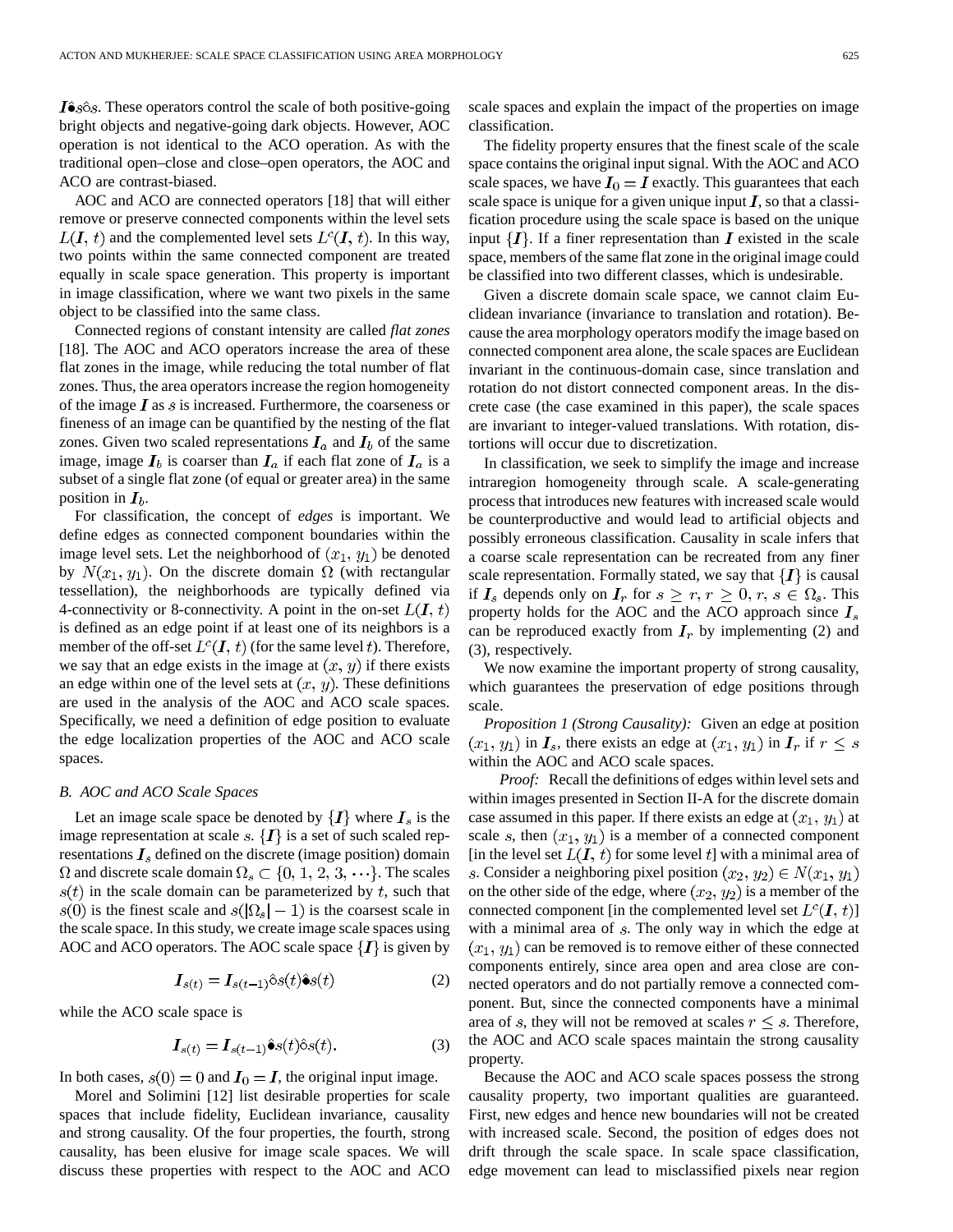$I\hat{\bullet}s\hat{\circ}s$. These operators control the scale of both positive-going bright objects and negative-going dark objects. However, AOC operation is not identical to the ACO operation. As with the traditional open–close and close–open operators, the AOC and ACO are contrast-biased.

AOC and ACO are connected operators [18] that will either remove or preserve connected components within the level sets $L(I, t)$ and the complemented level sets $L^c(I, t)$. In this way, two points within the same connected component are treated equally in scale space generation. This property is important in image classification, where we want two pixels in the same object to be classified into the same class.

Connected regions of constant intensity are called *flat zones* [18]. The AOC and ACO operators increase the area of these flat zones in the image, while reducing the total number of flat zones. Thus, the area operators increase the region homogeneity of the image $I$ as $s$ is increased. Furthermore, the coarseness or fineness of an image can be quantified by the nesting of the flat zones. Given two scaled representations $I_a$ and $I_b$ of the same image, image $I_b$ is coarser than $I_a$ if each flat zone of $I_a$ is a subset of a single flat zone (of equal or greater area) in the same position in $I_b$.

For classification, the concept of *edges* is important. We define edges as connected component boundaries within the image level sets. Let the neighborhood of $(x_1, y_1)$ be denoted by $N(x_1, y_1)$. On the discrete domain $\Omega$ (with rectangular tessellation), the neighborhoods are typically defined via 4-connectivity or 8-connectivity. A point in the on-set $L(I, t)$ is defined as an edge point if at least one of its neighbors is a member of the off-set $L^c(I, t)$ (for the same level $t$). Therefore, we say that an edge exists in the image at $(x, y)$ if there exists an edge within one of the level sets at $(x, y)$. These definitions are used in the analysis of the AOC and ACO scale spaces. Specifically, we need a definition of edge position to evaluate the edge localization properties of the AOC and ACO scale spaces.

### B. AOC and ACO Scale Spaces

Let an image scale space be denoted by $\{I\}$ where $I_s$ is the image representation at scale $s$. $\{I\}$ is a set of such scaled representations $I_s$ defined on the discrete (image position) domain $\Omega$ and discrete scale domain $\Omega_s \subset \{0, 1, 2, 3, \cdots\}$. The scales $s(t)$ in the scale domain can be parameterized by $t$, such that $s(0)$ is the finest scale and $s(|\Omega_s| - 1)$ is the coarsest scale in the scale space. In this study, we create image scale spaces using AOC and ACO operators. The AOC scale space $\{I\}$ is given by

$$I_{s(t)} = I_{s(t-1)} \hat{\circ} s(t) \hat{\bullet} s(t) \tag{2}$$

while the ACO scale space is

$$I_{s(t)} = I_{s(t-1)} \hat{\bullet} s(t) \hat{\circ} s(t). \tag{3}$$

In both cases, $s(0) = 0$ and $I_0 = I$, the original input image.

Morel and Solimini [12] list desirable properties for scale spaces that include fidelity, Euclidean invariance, causality and strong causality. Of the four properties, the fourth, strong causality, has been elusive for image scale spaces. We will discuss these properties with respect to the AOC and ACO scale spaces and explain the impact of the properties on image classification.

The fidelity property ensures that the finest scale of the scale space contains the original input signal. With the AOC and ACO scale spaces, we have $I_0 = I$ exactly. This guarantees that each scale space is unique for a given unique input $I$, so that a classification procedure using the scale space is based on the unique input $\{I\}$. If a finer representation than $I$ existed in the scale space, members of the same flat zone in the original image could be classified into two different classes, which is undesirable.

Given a discrete domain scale space, we cannot claim Euclidean invariance (invariance to translation and rotation). Because the area morphology operators modify the image based on connected component area alone, the scale spaces are Euclidean invariant in the continuous-domain case, since translation and rotation do not distort connected component areas. In the discrete case (the case examined in this paper), the scale spaces are invariant to integer-valued translations. With rotation, distortions will occur due to discretization.

In classification, we seek to simplify the image and increase intraregion homogeneity through scale. A scale-generating process that introduces new features with increased scale would be counterproductive and would lead to artificial objects and possibly erroneous classification. Causality in scale infers that a coarse scale representation can be recreated from any finer scale representation. Formally stated, we say that $\{I\}$ is causal if $I_s$ depends only on $I_r$ for $s \geq r, r \geq 0, r, s \in \Omega_s$. This property holds for the AOC and the ACO approach since $I_s$ can be reproduced exactly from $I_r$ by implementing (2) and (3), respectively.

We now examine the important property of strong causality, which guarantees the preservation of edge positions through scale.

*Proposition 1 (Strong Causality):* Given an edge at position $(x_1, y_1)$ in $I_s$, there exists an edge at $(x_1, y_1)$ in $I_r$ if $r \leq s$ within the AOC and ACO scale spaces.

*Proof:* Recall the definitions of edges within level sets and within images presented in Section II-A for the discrete domain case assumed in this paper. If there exists an edge at $(x_1, y_1)$ at scale $s$, then $(x_1, y_1)$ is a member of a connected component [in the level set $L(I, t)$ for some level $t$] with a minimal area of $s$. Consider a neighboring pixel position $(x_2, y_2) \in N(x_1, y_1)$ on the other side of the edge, where $(x_2, y_2)$ is a member of the connected component [in the complemented level set $L^c(I, t)$] with a minimal area of $s$. The only way in which the edge at $(x_1, y_1)$ can be removed is to remove either of these connected components entirely, since area open and area close are connected operators and do not partially remove a connected component. But, since the connected components have a minimal area of $s$, they will not be removed at scales $r \leq s$. Therefore, the AOC and ACO scale spaces maintain the strong causality property.

Because the AOC and ACO scale spaces possess the strong causality property, two important qualities are guaranteed. First, new edges and hence new boundaries will not be created with increased scale. Second, the position of edges does not drift through the scale space. In scale space classification, edge movement can lead to misclassified pixels near region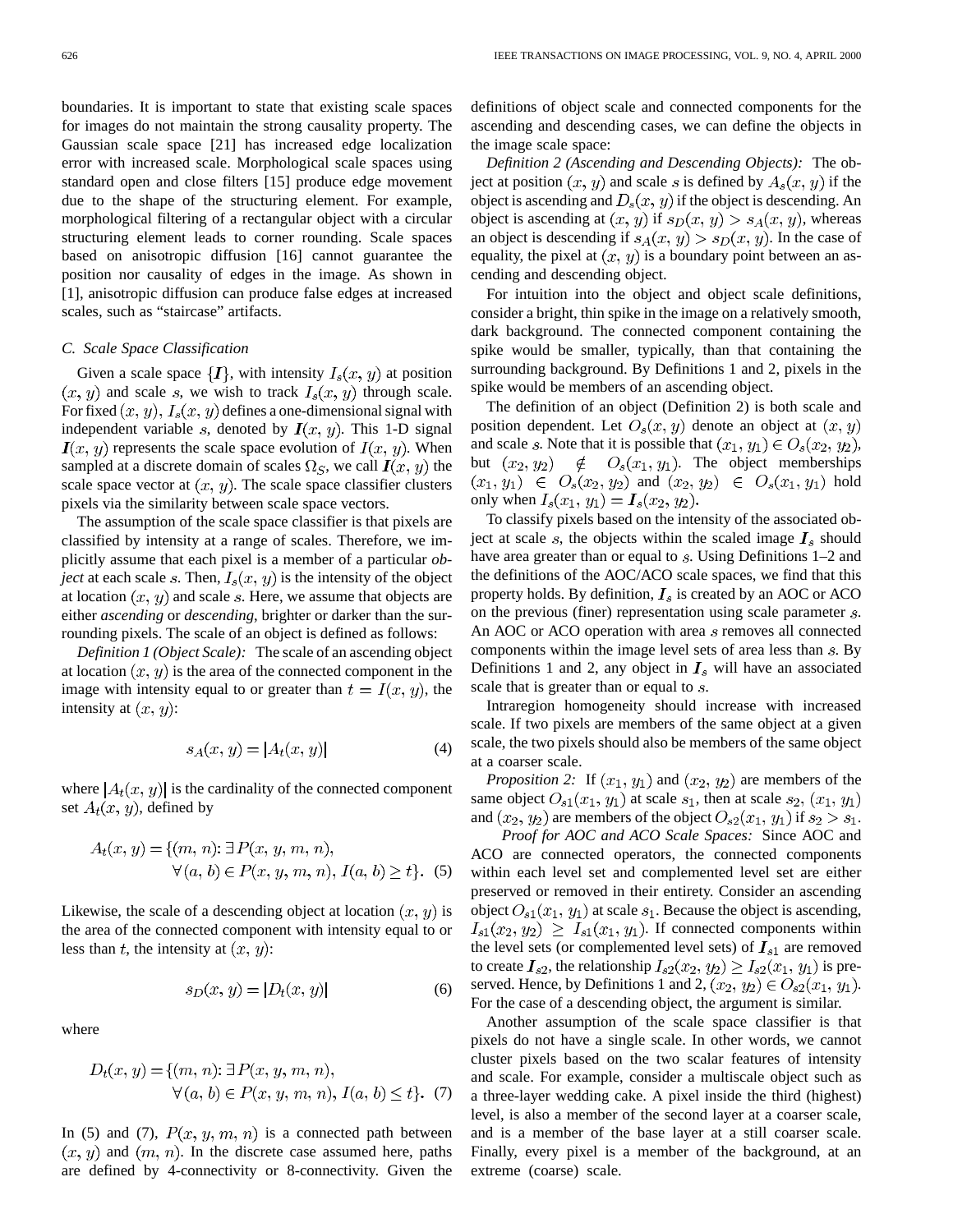boundaries. It is important to state that existing scale spaces for images do not maintain the strong causality property. The Gaussian scale space [21] has increased edge localization error with increased scale. Morphological scale spaces using standard open and close filters [15] produce edge movement due to the shape of the structuring element. For example, morphological filtering of a rectangular object with a circular structuring element leads to corner rounding. Scale spaces based on anisotropic diffusion [16] cannot guarantee the position nor causality of edges in the image. As shown in [1], anisotropic diffusion can produce false edges at increased scales, such as "staircase" artifacts.

### C. Scale Space Classification

Given a scale space $\{\boldsymbol{I}\}$, with intensity $I_s(x, y)$ at position $(x, y)$ and scale $s$, we wish to track $I_s(x, y)$ through scale. For fixed $(x, y)$, $I_s(x, y)$ defines a one-dimensional signal with independent variable $s$, denoted by $\boldsymbol{I}(x, y)$. This 1-D signal $\boldsymbol{I}(x, y)$ represents the scale space evolution of $I(x, y)$. When sampled at a discrete domain of scales $\Omega_S$, we call $\boldsymbol{I}(x, y)$ the scale space vector at $(x, y)$. The scale space classifier clusters pixels via the similarity between scale space vectors.

The assumption of the scale space classifier is that pixels are classified by intensity at a range of scales. Therefore, we implicitly assume that each pixel is a member of a particular *object* at each scale $s$. Then, $I_s(x, y)$ is the intensity of the object at location $(x, y)$ and scale $s$. Here, we assume that objects are either *ascending* or *descending*, brighter or darker than the surrounding pixels. The scale of an object is defined as follows:

*Definition 1 (Object Scale):* The scale of an ascending object at location $(x, y)$ is the area of the connected component in the image with intensity equal to or greater than $t = I(x, y)$, the intensity at $(x, y)$:

$$s_A(x, y) = |A_t(x, y)| \tag{4}$$

where $|A_t(x, y)|$ is the cardinality of the connected component set $A_t(x, y)$, defined by

$$A_t(x, y) = \{(m, n) : \exists P(x, y, m, n), \forall (a, b) \in P(x, y, m, n), I(a, b) \geq t\}. \tag{5}$$

Likewise, the scale of a descending object at location $(x, y)$ is the area of the connected component with intensity equal to or less than $t$, the intensity at $(x, y)$:

$$s_D(x, y) = |D_t(x, y)| \tag{6}$$

where

$$D_t(x, y) = \{(m, n) : \exists P(x, y, m, n), \forall (a, b) \in P(x, y, m, n), I(a, b) \leq t\}. \tag{7}$$

In (5) and (7), $P(x, y, m, n)$ is a connected path between $(x, y)$ and $(m, n)$. In the discrete case assumed here, paths are defined by 4-connectivity or 8-connectivity. Given the definitions of object scale and connected components for the ascending and descending cases, we can define the objects in the image scale space:

*Definition 2 (Ascending and Descending Objects):* The object at position $(x, y)$ and scale $s$ is defined by $A_s(x, y)$ if the object is ascending and $D_s(x, y)$ if the object is descending. An object is ascending at $(x, y)$ if $s_D(x, y) > s_A(x, y)$, whereas an object is descending if $s_A(x, y) > s_D(x, y)$. In the case of equality, the pixel at $(x, y)$ is a boundary point between an ascending and descending object.

For intuition into the object and object scale definitions, consider a bright, thin spike in the image on a relatively smooth, dark background. The connected component containing the spike would be smaller, typically, than that containing the surrounding background. By Definitions 1 and 2, pixels in the spike would be members of an ascending object.

The definition of an object (Definition 2) is both scale and position dependent. Let $O_s(x, y)$ denote an object at $(x, y)$ and scale $s$. Note that it is possible that $(x_1, y_1) \in O_s(x_2, y_2)$, but $(x_2, y_2) \notin O_s(x_1, y_1)$. The object memberships $(x_1, y_1) \in O_s(x_2, y_2)$ and $(x_2, y_2) \in O_s(x_1, y_1)$ hold only when $I_s(x_1, y_1) = \boldsymbol{I}_s(x_2, y_2)$.

To classify pixels based on the intensity of the associated object at scale $s$, the objects within the scaled image $\boldsymbol{I}_s$ should have area greater than or equal to $s$. Using Definitions 1–2 and the definitions of the AOC/ACO scale spaces, we find that this property holds. By definition, $\boldsymbol{I}_s$ is created by an AOC or ACO on the previous (finer) representation using scale parameter $s$. An AOC or ACO operation with area $s$ removes all connected components within the image level sets of area less than $s$. By Definitions 1 and 2, any object in $\boldsymbol{I}_s$ will have an associated scale that is greater than or equal to $s$.

Intraregion homogeneity should increase with increased scale. If two pixels are members of the same object at a given scale, the two pixels should also be members of the same object at a coarser scale.

*Proposition 2:* If $(x_1, y_1)$ and $(x_2, y_2)$ are members of the same object $O_{s1}(x_1, y_1)$ at scale $s_1$, then at scale $s_2$, $(x_1, y_1)$ and $(x_2, y_2)$ are members of the object $O_{s2}(x_1, y_1)$ if $s_2 > s_1$.

*Proof for AOC and ACO Scale Spaces:* Since AOC and ACO are connected operators, the connected components within each level set and complemented level set are either preserved or removed in their entirety. Consider an ascending object $O_{s1}(x_1, y_1)$ at scale $s_1$. Because the object is ascending, $I_{s1}(x_2, y_2) \geq I_{s1}(x_1, y_1)$. If connected components within the level sets (or complemented level sets) of $\boldsymbol{I}_{s1}$ are removed to create $\boldsymbol{I}_{s2}$, the relationship $I_{s2}(x_2, y_2) \geq I_{s2}(x_1, y_1)$ is preserved. Hence, by Definitions 1 and 2, $(x_2, y_2) \in O_{s2}(x_1, y_1)$. For the case of a descending object, the argument is similar.

Another assumption of the scale space classifier is that pixels do not have a single scale. In other words, we cannot cluster pixels based on the two scalar features of intensity and scale. For example, consider a multiscale object such as a three-layer wedding cake. A pixel inside the third (highest) level, is also a member of the second layer at a coarser scale, and is a member of the base layer at a still coarser scale. Finally, every pixel is a member of the background, at an extreme (coarse) scale.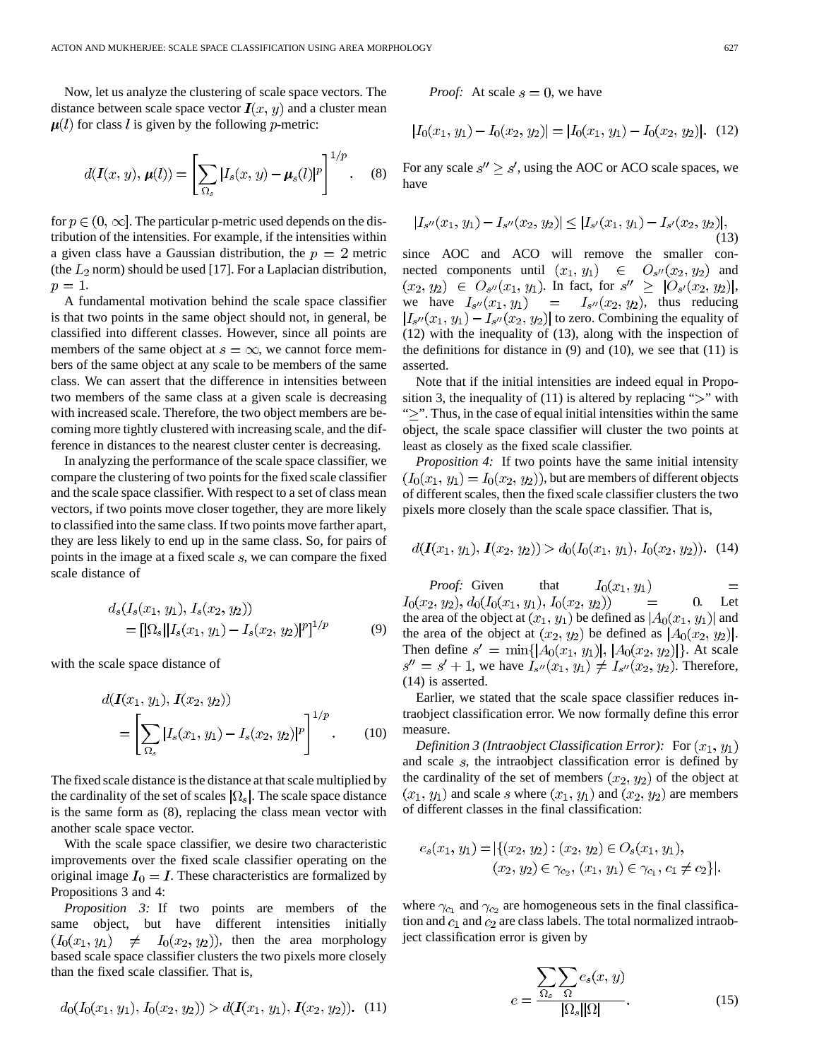Now, let us analyze the clustering of scale space vectors. The distance between scale space vector $\boldsymbol{I}(x, y)$ and a cluster mean $\boldsymbol{\mu}(l)$ for class $l$ is given by the following $p$-metric:

$$d(\boldsymbol{I}(x, y), \boldsymbol{\mu}(l)) = \left[ \sum_{\Omega_s} |I_s(x, y) - \boldsymbol{\mu}_s(l)|^p \right]^{1/p}. \quad (8)$$

for $p \in (0, \infty]$. The particular p-metric used depends on the distribution of the intensities. For example, if the intensities within a given class have a Gaussian distribution, the $p = 2$ metric (the $L_2$ norm) should be used [17]. For a Laplacian distribution, $p = 1$.

A fundamental motivation behind the scale space classifier is that two points in the same object should not, in general, be classified into different classes. However, since all points are members of the same object at $s = \infty$, we cannot force members of the same object at any scale to be members of the same class. We can assert that the difference in intensities between two members of the same class at a given scale is decreasing with increased scale. Therefore, the two object members are becoming more tightly clustered with increasing scale, and the difference in distances to the nearest cluster center is decreasing.

In analyzing the performance of the scale space classifier, we compare the clustering of two points for the fixed scale classifier and the scale space classifier. With respect to a set of class mean vectors, if two points move closer together, they are more likely to classified into the same class. If two points move farther apart, they are less likely to end up in the same class. So, for pairs of points in the image at a fixed scale $s$, we can compare the fixed scale distance of

$$\begin{aligned} d_s(I_s(x_1, y_1), I_s(x_2, y_2)) \\ = [|\Omega_s||I_s(x_1, y_1) - I_s(x_2, y_2)|^p]^{1/p} \end{aligned} \quad (9)$$

with the scale space distance of

$$\begin{aligned} d(\boldsymbol{I}(x_1, y_1), \boldsymbol{I}(x_2, y_2)) \\ = \left[ \sum_{\Omega_s} |I_s(x_1, y_1) - I_s(x_2, y_2)|^p \right]^{1/p}. \end{aligned} \quad (10)$$

The fixed scale distance is the distance at that scale multiplied by the cardinality of the set of scales $|\Omega_s|$. The scale space distance is the same form as (8), replacing the class mean vector with another scale space vector.

With the scale space classifier, we desire two characteristic improvements over the fixed scale classifier operating on the original image $\boldsymbol{I}_0 = \boldsymbol{I}$. These characteristics are formalized by Propositions 3 and 4:

*Proposition 3:* If two points are members of the same object, but have different intensities initially $(I_0(x_1, y_1) \neq I_0(x_2, y_2))$, then the area morphology based scale space classifier clusters the two pixels more closely than the fixed scale classifier. That is,

$$d_0(I_0(x_1, y_1), I_0(x_2, y_2)) > d(\boldsymbol{I}(x_1, y_1), \boldsymbol{I}(x_2, y_2)). \quad (11)$$

*Proof:* At scale $s = 0$, we have

$$|I_0(x_1, y_1) - I_0(x_2, y_2)| = |I_0(x_1, y_1) - I_0(x_2, y_2)|. \quad (12)$$

For any scale $s'' \geq s'$, using the AOC or ACO scale spaces, we have

$$|I_{s''}(x_1, y_1) - I_{s''}(x_2, y_2)| \leq |I_{s'}(x_1, y_1) - I_{s'}(x_2, y_2)|, \quad (13)$$

since AOC and ACO will remove the smaller connected components until $(x_1, y_1) \in O_{s''}(x_2, y_2)$ and $(x_2, y_2) \in O_{s''}(x_1, y_1)$. In fact, for $s'' \geq |O_{s''}(x_2, y_2)|$, we have $I_{s''}(x_1, y_1) = I_{s''}(x_2, y_2)$, thus reducing $|I_{s''}(x_1, y_1) - I_{s''}(x_2, y_2)|$ to zero. Combining the equality of (12) with the inequality of (13), along with the inspection of the definitions for distance in (9) and (10), we see that (11) is asserted.

Note that if the initial intensities are indeed equal in Proposition 3, the inequality of (11) is altered by replacing ">" with "$\geq$". Thus, in the case of equal initial intensities within the same object, the scale space classifier will cluster the two points at least as closely as the fixed scale classifier.

*Proposition 4:* If two points have the same initial intensity $(I_0(x_1, y_1) = I_0(x_2, y_2))$, but are members of different objects of different scales, then the fixed scale classifier clusters the two pixels more closely than the scale space classifier. That is,

$$d(\boldsymbol{I}(x_1, y_1), \boldsymbol{I}(x_2, y_2)) > d_0(I_0(x_1, y_1), I_0(x_2, y_2)). \quad (14)$$

*Proof:* Given that $I_0(x_1, y_1) = I_0(x_2, y_2)$, $d_0(I_0(x_1, y_1), I_0(x_2, y_2)) = 0$. Let the area of the object at $(x_1, y_1)$ be defined as $|A_0(x_1, y_1)|$ and the area of the object at $(x_2, y_2)$ be defined as $|A_0(x_2, y_2)|$. Then define $s' = \min\{|A_0(x_1, y_1)|, |A_0(x_2, y_2)|\}$. At scale $s'' = s' + 1$, we have $I_{s''}(x_1, y_1) \neq I_{s''}(x_2, y_2)$. Therefore, (14) is asserted.

Earlier, we stated that the scale space classifier reduces intraobject classification error. We now formally define this error measure.

*Definition 3 (Intraobject Classification Error):* For $(x_1, y_1)$ and scale $s$, the intraobject classification error is defined by the cardinality of the set of members $(x_2, y_2)$ of the object at $(x_1, y_1)$ and scale $s$ where $(x_1, y_1)$ and $(x_2, y_2)$ are members of different classes in the final classification:

$$\begin{aligned} e_s(x_1, y_1) = |\{(x_2, y_2) : (x_2, y_2) \in O_s(x_1, y_1), \\ (x_2, y_2) \in \gamma_{c_2}, (x_1, y_1) \in \gamma_{c_1}, c_1 \neq c_2\}|. \end{aligned}$$

where $\gamma_{c_1}$ and $\gamma_{c_2}$ are homogeneous sets in the final classification and $c_1$ and $c_2$ are class labels. The total normalized intraobject classification error is given by

$$e = \frac{\sum_{\Omega_s} \sum_{\Omega} e_s(x, y)}{|\Omega_s||\Omega|}. \quad (15)$$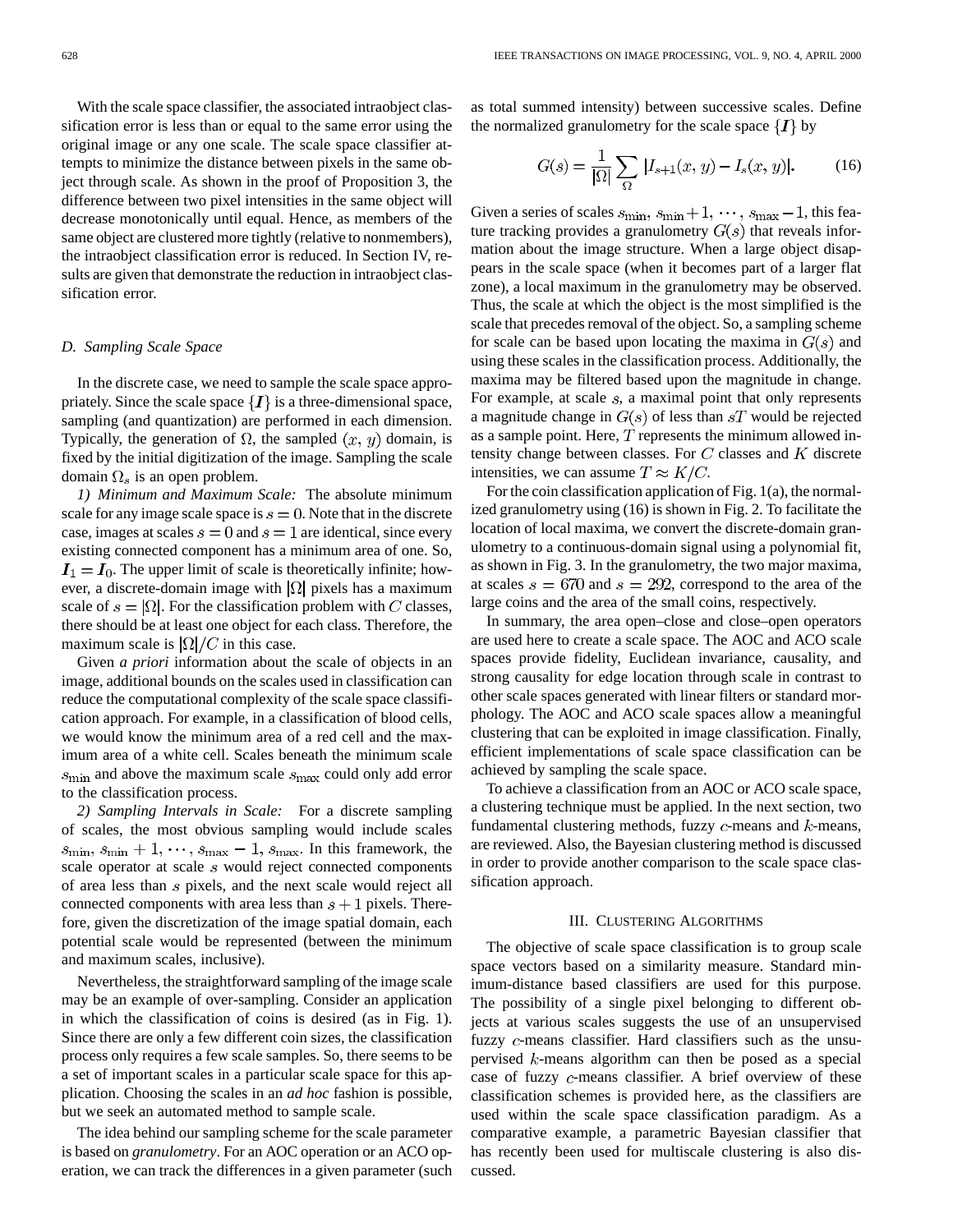With the scale space classifier, the associated intraobject classification error is less than or equal to the same error using the original image or any one scale. The scale space classifier attempts to minimize the distance between pixels in the same object through scale. As shown in the proof of Proposition 3, the difference between two pixel intensities in the same object will decrease monotonically until equal. Hence, as members of the same object are clustered more tightly (relative to nonmembers), the intraobject classification error is reduced. In Section IV, results are given that demonstrate the reduction in intraobject classification error.

### *D. Sampling Scale Space*

In the discrete case, we need to sample the scale space appropriately. Since the scale space $\{\boldsymbol{I}\}$ is a three-dimensional space, sampling (and quantization) are performed in each dimension. Typically, the generation of $\Omega$, the sampled $(x, y)$ domain, is fixed by the initial digitization of the image. Sampling the scale domain $\Omega_s$ is an open problem.

*1) Minimum and Maximum Scale:* The absolute minimum scale for any image scale space is $s = 0$. Note that in the discrete case, images at scales $s = 0$ and $s = 1$ are identical, since every existing connected component has a minimum area of one. So, $\boldsymbol{I}_1 = \boldsymbol{I}_0$. The upper limit of scale is theoretically infinite; however, a discrete-domain image with $|\Omega|$ pixels has a maximum scale of $s = |\Omega|$. For the classification problem with $C$ classes, there should be at least one object for each class. Therefore, the maximum scale is $|\Omega|/C$ in this case.

Given *a priori* information about the scale of objects in an image, additional bounds on the scales used in classification can reduce the computational complexity of the scale space classification approach. For example, in a classification of blood cells, we would know the minimum area of a red cell and the maximum area of a white cell. Scales beneath the minimum scale $s_{\min}$ and above the maximum scale $s_{\max}$ could only add error to the classification process.

*2) Sampling Intervals in Scale:* For a discrete sampling of scales, the most obvious sampling would include scales $s_{\min}, s_{\min} + 1, \cdots, s_{\max} - 1, s_{\max}$. In this framework, the scale operator at scale $s$ would reject connected components of area less than $s$ pixels, and the next scale would reject all connected components with area less than $s + 1$ pixels. Therefore, given the discretization of the image spatial domain, each potential scale would be represented (between the minimum and maximum scales, inclusive).

Nevertheless, the straightforward sampling of the image scale may be an example of over-sampling. Consider an application in which the classification of coins is desired (as in Fig. 1). Since there are only a few different coin sizes, the classification process only requires a few scale samples. So, there seems to be a set of important scales in a particular scale space for this application. Choosing the scales in an *ad hoc* fashion is possible, but we seek an automated method to sample scale.

The idea behind our sampling scheme for the scale parameter is based on *granulometry*. For an AOC operation or an ACO operation, we can track the differences in a given parameter (such as total summed intensity) between successive scales. Define the normalized granulometry for the scale space $\{\boldsymbol{I}\}$ by

$$G(s) = \frac{1}{|\Omega|} \sum_{\Omega} |I_{s+1}(x, y) - I_s(x, y)|. \tag{16}$$

Given a series of scales $s_{\min}, s_{\min} + 1, \cdots, s_{\max} - 1$, this feature tracking provides a granulometry $G(s)$ that reveals information about the image structure. When a large object disappears in the scale space (when it becomes part of a larger flat zone), a local maximum in the granulometry may be observed. Thus, the scale at which the object is the most simplified is the scale that precedes removal of the object. So, a sampling scheme for scale can be based upon locating the maxima in $G(s)$ and using these scales in the classification process. Additionally, the maxima may be filtered based upon the magnitude in change. For example, at scale $s$, a maximal point that only represents a magnitude change in $G(s)$ of less than $sT$ would be rejected as a sample point. Here, $T$ represents the minimum allowed intensity change between classes. For $C$ classes and $K$ discrete intensities, we can assume $T \approx K/C$.

For the coin classification application of Fig. 1(a), the normalized granulometry using (16) is shown in Fig. 2. To facilitate the location of local maxima, we convert the discrete-domain granulometry to a continuous-domain signal using a polynomial fit, as shown in Fig. 3. In the granulometry, the two major maxima, at scales $s = 670$ and $s = 292$, correspond to the area of the large coins and the area of the small coins, respectively.

In summary, the area open–close and close–open operators are used here to create a scale space. The AOC and ACO scale spaces provide fidelity, Euclidean invariance, causality, and strong causality for edge location through scale in contrast to other scale spaces generated with linear filters or standard morphology. The AOC and ACO scale spaces allow a meaningful clustering that can be exploited in image classification. Finally, efficient implementations of scale space classification can be achieved by sampling the scale space.

To achieve a classification from an AOC or ACO scale space, a clustering technique must be applied. In the next section, two fundamental clustering methods, fuzzy $c$-means and $k$-means, are reviewed. Also, the Bayesian clustering method is discussed in order to provide another comparison to the scale space classification approach.

## III. Clustering Algorithms

The objective of scale space classification is to group scale space vectors based on a similarity measure. Standard minimum-distance based classifiers are used for this purpose. The possibility of a single pixel belonging to different objects at various scales suggests the use of an unsupervised fuzzy $c$-means classifier. Hard classifiers such as the unsupervised $k$-means algorithm can then be posed as a special case of fuzzy $c$-means classifier. A brief overview of these classification schemes is provided here, as the classifiers are used within the scale space classification paradigm. As a comparative example, a parametric Bayesian classifier that has recently been used for multiscale clustering is also discussed.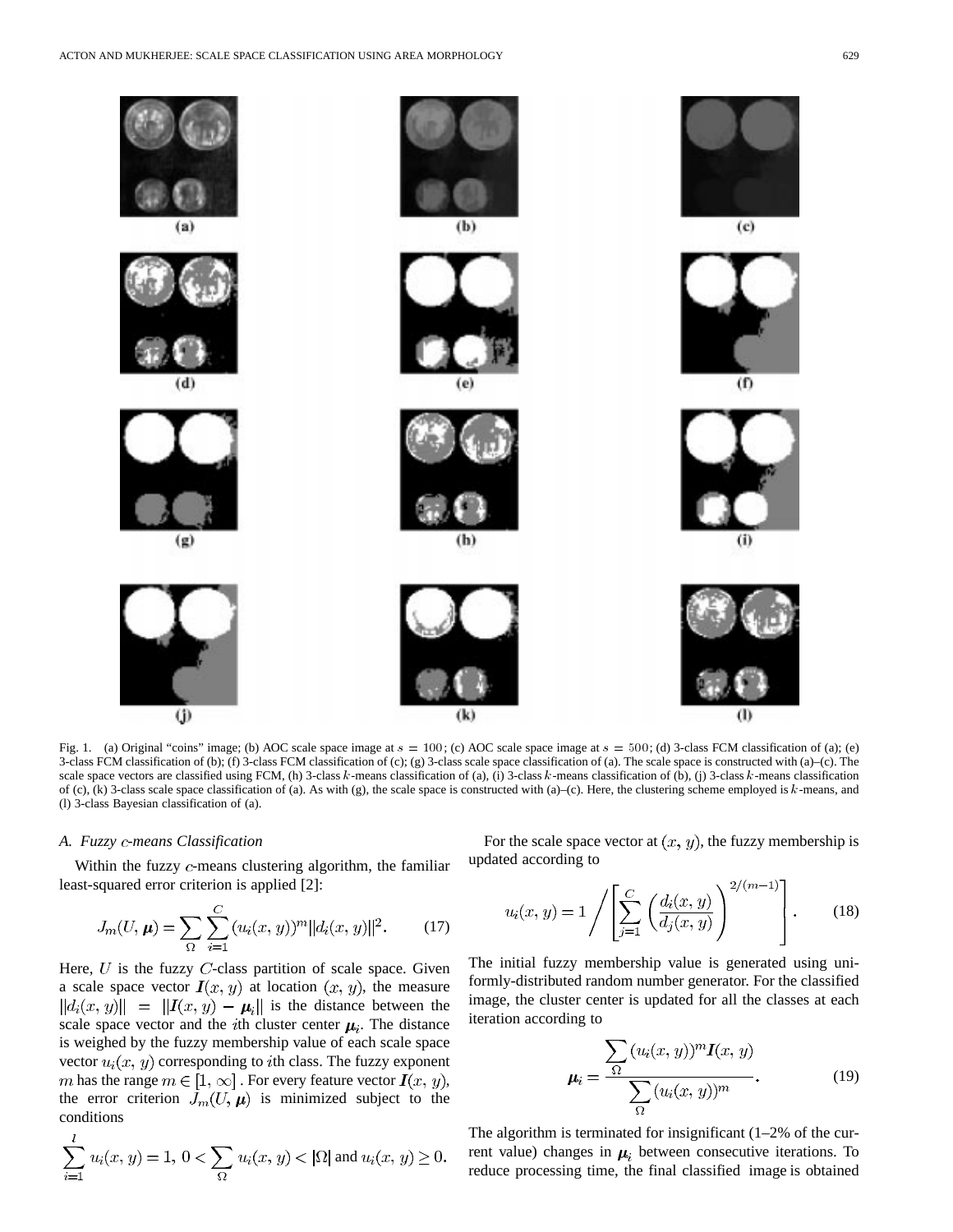Fig. 1. (a) Original "coins" image; (b) AOC scale space image at $s = 100$; (c) AOC scale space image at $s = 500$; (d) 3-class FCM classification of (a); (e) 3-class FCM classification of (b); (f) 3-class FCM classification of (c); (g) 3-class scale space classification of (a). The scale space is constructed with (a)–(c). The scale space vectors are classified using FCM, (h) 3-class $k$-means classification of (a), (i) 3-class $k$-means classification of (b), (j) 3-class $k$-means classification of (c), (k) 3-class scale space classification of (a). As with (g), the scale space is constructed with (a)–(c). Here, the clustering scheme employed is $k$-means, and (l) 3-class Bayesian classification of (a).

### A. Fuzzy $c$-means Classification

Within the fuzzy $c$-means clustering algorithm, the familiar least-squared error criterion is applied [2]:

$$J_m(U, \boldsymbol{\mu}) = \sum_{\Omega} \sum_{i=1}^{C} (u_i(x, y))^m \|d_i(x, y)\|^2. \tag{17}$$

Here, $U$ is the fuzzy $C$-class partition of scale space. Given a scale space vector $\boldsymbol{I}(x, y)$ at location $(x, y)$, the measure $\|d_i(x, y)\| = \|I(x, y) - \boldsymbol{\mu}_i\|$ is the distance between the scale space vector and the $i$th cluster center $\boldsymbol{\mu}_i$. The distance is weighed by the fuzzy membership value of each scale space vector $u_i(x, y)$ corresponding to $i$th class. The fuzzy exponent $m$ has the range $m \in [1, \infty]$ . For every feature vector $\boldsymbol{I}(x, y)$, the error criterion $J_m(U, \boldsymbol{\mu})$ is minimized subject to the conditions

$$\sum_{i=1}^{l} u_i(x, y) = 1, \; 0 < \sum_{\Omega} u_i(x, y) < |\Omega| \text{ and } u_i(x, y) \geq 0.$$

For the scale space vector at $(x, y)$, the fuzzy membership is updated according to

$$u_i(x, y) = 1 \Bigg/ \left[ \sum_{j=1}^{C} \left( \frac{d_i(x, y)}{d_j(x, y)} \right)^{2/(m-1)} \right]. \tag{18}$$

The initial fuzzy membership value is generated using uniformly-distributed random number generator. For the classified image, the cluster center is updated for all the classes at each iteration according to

$$\boldsymbol{\mu}_i = \frac{\sum_{\Omega} (u_i(x, y))^m \boldsymbol{I}(x, y)}{\sum_{\Omega} (u_i(x, y))^m}. \tag{19}$$

The algorithm is terminated for insignificant (1–2% of the current value) changes in $\boldsymbol{\mu}_i$ between consecutive iterations. To reduce processing time, the final classified image is obtained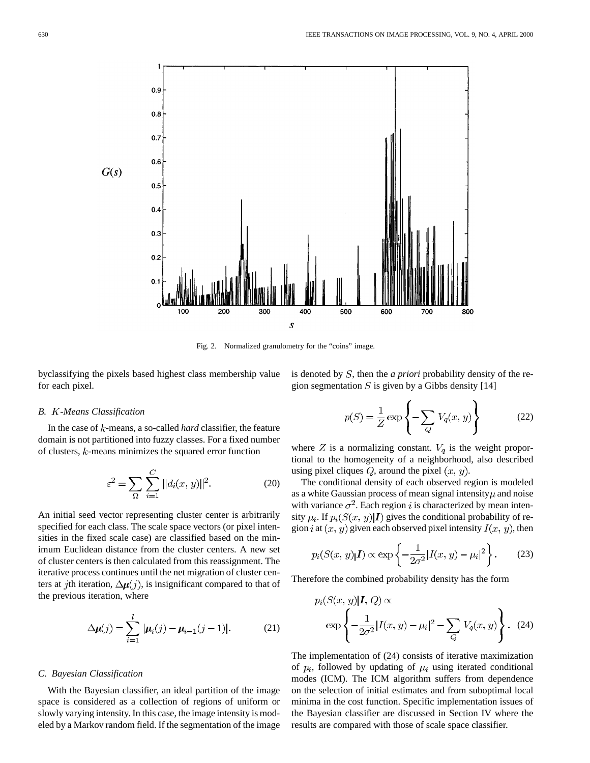Fig. 2. Normalized granulometry for the "coins" image.

byclassifying the pixels based highest class membership value for each pixel.

### B. $K$-Means Classification

In the case of $k$-means, a so-called *hard* classifier, the feature domain is not partitioned into fuzzy classes. For a fixed number of clusters, $k$-means minimizes the squared error function

$$\varepsilon^2 = \sum_{\Omega} \sum_{i=1}^{C} \|d_i(x, y)\|^2. \tag{20}$$

An initial seed vector representing cluster center is arbitrarily specified for each class. The scale space vectors (or pixel intensities in the fixed scale case) are classified based on the minimum Euclidean distance from the cluster centers. A new set of cluster centers is then calculated from this reassignment. The iterative process continues until the net migration of cluster centers at $j$th iteration, $\Delta\boldsymbol{\mu}(j)$, is insignificant compared to that of the previous iteration, where

$$\Delta\boldsymbol{\mu}(j) = \sum_{i=1}^{l} |\boldsymbol{\mu}_i(j) - \boldsymbol{\mu}_{i-1}(j-1)|. \tag{21}$$

### C. Bayesian Classification

With the Bayesian classifier, an ideal partition of the image space is considered as a collection of regions of uniform or slowly varying intensity. In this case, the image intensity is modeled by a Markov random field. If the segmentation of the image is denoted by $S$, then the *a priori* probability density of the region segmentation $S$ is given by a Gibbs density [14]

$$p(S) = \frac{1}{Z} \exp\left\{ -\sum_{Q} V_q(x, y) \right\} \tag{22}$$

where $Z$ is a normalizing constant. $V_q$ is the weight proportional to the homogeneity of a neighborhood, also described using pixel cliques $Q$, around the pixel $(x, y)$.

The conditional density of each observed region is modeled as a white Gaussian process of mean signal intensity $\mu$ and noise with variance $\sigma^2$. Each region $i$ is characterized by mean intensity $\mu_i$. If $p_i(S(x, y)|\boldsymbol{I})$ gives the conditional probability of region $i$ at $(x, y)$ given each observed pixel intensity $I(x, y)$, then

$$p_i(S(x, y)|\boldsymbol{I}) \propto \exp\left\{ -\frac{1}{2\sigma^2} |I(x, y) - \mu_i|^2 \right\}. \tag{23}$$

Therefore the combined probability density has the form

$$p_i(S(x, y)|\boldsymbol{I}, Q) \propto \exp\left\{ -\frac{1}{2\sigma^2} |I(x, y) - \mu_i|^2 - \sum_{Q} V_q(x, y) \right\}. \tag{24}$$

The implementation of (24) consists of iterative maximization of $p_i$, followed by updating of $\mu_i$ using iterated conditional modes (ICM). The ICM algorithm suffers from dependence on the selection of initial estimates and from suboptimal local minima in the cost function. Specific implementation issues of the Bayesian classifier are discussed in Section IV where the results are compared with those of scale space classifier.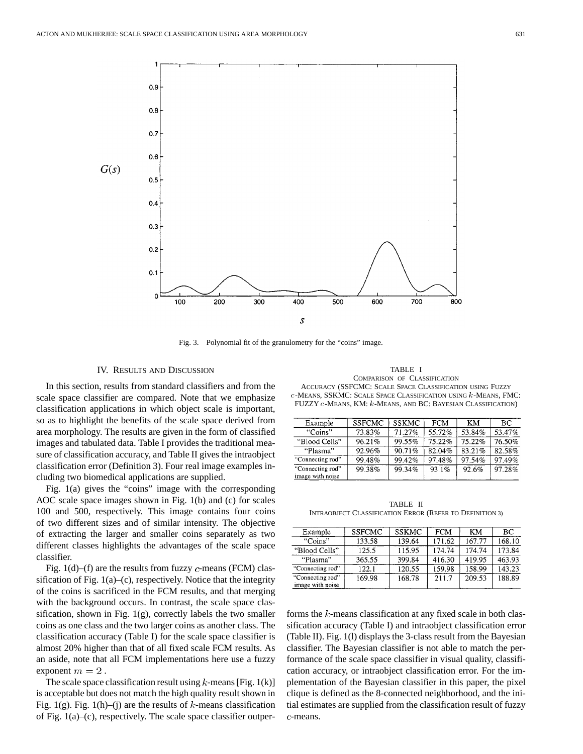Fig. 3. Polynomial fit of the granulometry for the "coins" image.

## IV. Results and Discussion

In this section, results from standard classifiers and from the scale space classifier are compared. Note that we emphasize classification applications in which object scale is important, so as to highlight the benefits of the scale space derived from area morphology. The results are given in the form of classified images and tabulated data. Table I provides the traditional measure of classification accuracy, and Table II gives the intraobject classification error (Definition 3). Four real image examples including two biomedical applications are supplied.

Fig. 1(a) gives the "coins" image with the corresponding AOC scale space images shown in Fig. 1(b) and (c) for scales 100 and 500, respectively. This image contains four coins of two different sizes and of similar intensity. The objective of extracting the larger and smaller coins separately as two different classes highlights the advantages of the scale space classifier.

Fig. 1(d)–(f) are the results from fuzzy $c$-means (FCM) classification of Fig. 1(a)–(c), respectively. Notice that the integrity of the coins is sacrificed in the FCM results, and that merging with the background occurs. In contrast, the scale space classification, shown in Fig. 1(g), correctly labels the two smaller coins as one class and the two larger coins as another class. The classification accuracy (Table I) for the scale space classifier is almost 20% higher than that of all fixed scale FCM results. As an aside, note that all FCM implementations here use a fuzzy exponent $m = 2$.

The scale space classification result using $k$-means [Fig. 1(k)] is acceptable but does not match the high quality result shown in Fig. 1(g). Fig. 1(h)–(j) are the results of $k$-means classification of Fig. 1(a)–(c), respectively. The scale space classifier outperforms the $k$-means classification at any fixed scale in both classification accuracy (Table I) and intraobject classification error (Table II). Fig. 1(l) displays the 3-class result from the Bayesian classifier. The Bayesian classifier is not able to match the performance of the scale space classifier in visual quality, classification accuracy, or intraobject classification error. For the implementation of the Bayesian classifier in this paper, the pixel clique is defined as the 8-connected neighborhood, and the initial estimates are supplied from the classification result of fuzzy $c$-means.

TABLE I

Comparison of Classification Accuracy (SSFCMC: Scale Space Classification using Fuzzy $c$-Means, SSKMC: Scale Space Classification using $k$-Means, FMC: Fuzzy $c$-Means, KM: $k$-Means, and BC: Bayesian Classification)

| Example | SSFCMC | SSKMC | FCM | KM | BC |
|---|---|---|---|---|---|
| "Coins" | 73.83% | 71.27% | 55.72% | 53.84% | 53.47% |
| "Blood Cells" | 96.21% | 99.55% | 75.22% | 75.22% | 76.50% |
| "Plasma" | 92.96% | 90.71% | 82.04% | 83.21% | 82.58% |
| "Connecting rod" | 99.48% | 99.42% | 97.48% | 97.54% | 97.49% |
| "Connecting rod" image with noise | 99.38% | 99.34% | 93.1% | 92.6% | 97.28% |

TABLE II

Intraobject Classification Error (Refer to Definition 3)

| Example | SSFCMC | SSKMC | FCM | KM | BC |
|---|---|---|---|---|---|
| "Coins" | 133.58 | 139.64 | 171.62 | 167.77 | 168.10 |
| "Blood Cells" | 125.5 | 115.95 | 174.74 | 174.74 | 173.84 |
| "Plasma" | 365.55 | 399.84 | 416.30 | 419.95 | 463.93 |
| "Connecting rod" | 122.1 | 120.55 | 159.98 | 158.99 | 143.23 |
| "Connecting rod" image with noise | 169.98 | 168.78 | 211.7 | 209.53 | 188.89 |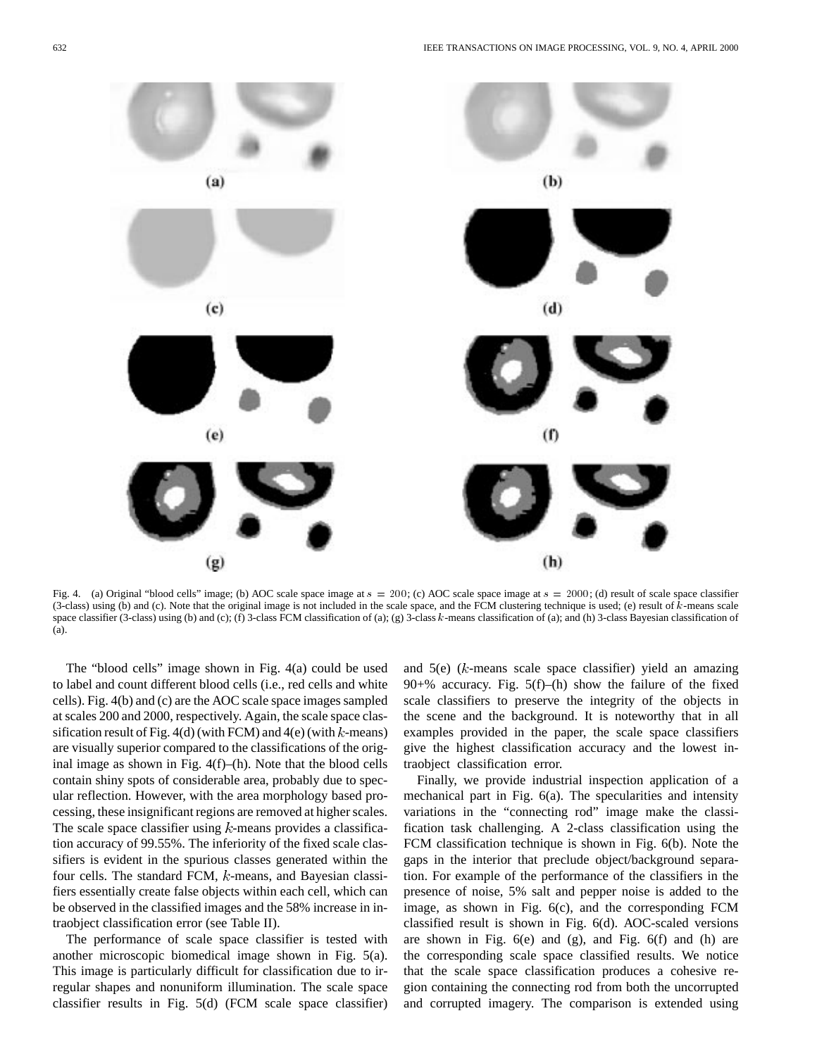Fig. 4. (a) Original "blood cells" image; (b) AOC scale space image at $s = 200$; (c) AOC scale space image at $s = 2000$; (d) result of scale space classifier (3-class) using (b) and (c). Note that the original image is not included in the scale space, and the FCM clustering technique is used; (e) result of $k$-means scale space classifier (3-class) using (b) and (c); (f) 3-class FCM classification of (a); (g) 3-class $k$-means classification of (a); and (h) 3-class Bayesian classification of (a).

The "blood cells" image shown in Fig. 4(a) could be used to label and count different blood cells (i.e., red cells and white cells). Fig. 4(b) and (c) are the AOC scale space images sampled at scales 200 and 2000, respectively. Again, the scale space classification result of Fig. 4(d) (with FCM) and 4(e) (with $k$-means) are visually superior compared to the classifications of the original image as shown in Fig. 4(f)–(h). Note that the blood cells contain shiny spots of considerable area, probably due to specular reflection. However, with the area morphology based processing, these insignificant regions are removed at higher scales. The scale space classifier using $k$-means provides a classification accuracy of 99.55%. The inferiority of the fixed scale classifiers is evident in the spurious classes generated within the four cells. The standard FCM, $k$-means, and Bayesian classifiers essentially create false objects within each cell, which can be observed in the classified images and the 58% increase in intraobject classification error (see Table II).

The performance of scale space classifier is tested with another microscopic biomedical image shown in Fig. 5(a). This image is particularly difficult for classification due to irregular shapes and nonuniform illumination. The scale space classifier results in Fig. 5(d) (FCM scale space classifier) and 5(e) ($k$-means scale space classifier) yield an amazing 90+% accuracy. Fig. 5(f)–(h) show the failure of the fixed scale classifiers to preserve the integrity of the objects in the scene and the background. It is noteworthy that in all examples provided in the paper, the scale space classifiers give the highest classification accuracy and the lowest intraobject classification error.

Finally, we provide industrial inspection application of a mechanical part in Fig. 6(a). The specularities and intensity variations in the "connecting rod" image make the classification task challenging. A 2-class classification using the FCM classification technique is shown in Fig. 6(b). Note the gaps in the interior that preclude object/background separation. For example of the performance of the classifiers in the presence of noise, 5% salt and pepper noise is added to the image, as shown in Fig. 6(c), and the corresponding FCM classified result is shown in Fig. 6(d). AOC-scaled versions are shown in Fig. 6(e) and (g), and Fig. 6(f) and (h) are the corresponding scale space classified results. We notice that the scale space classification produces a cohesive region containing the connecting rod from both the uncorrupted and corrupted imagery. The comparison is extended using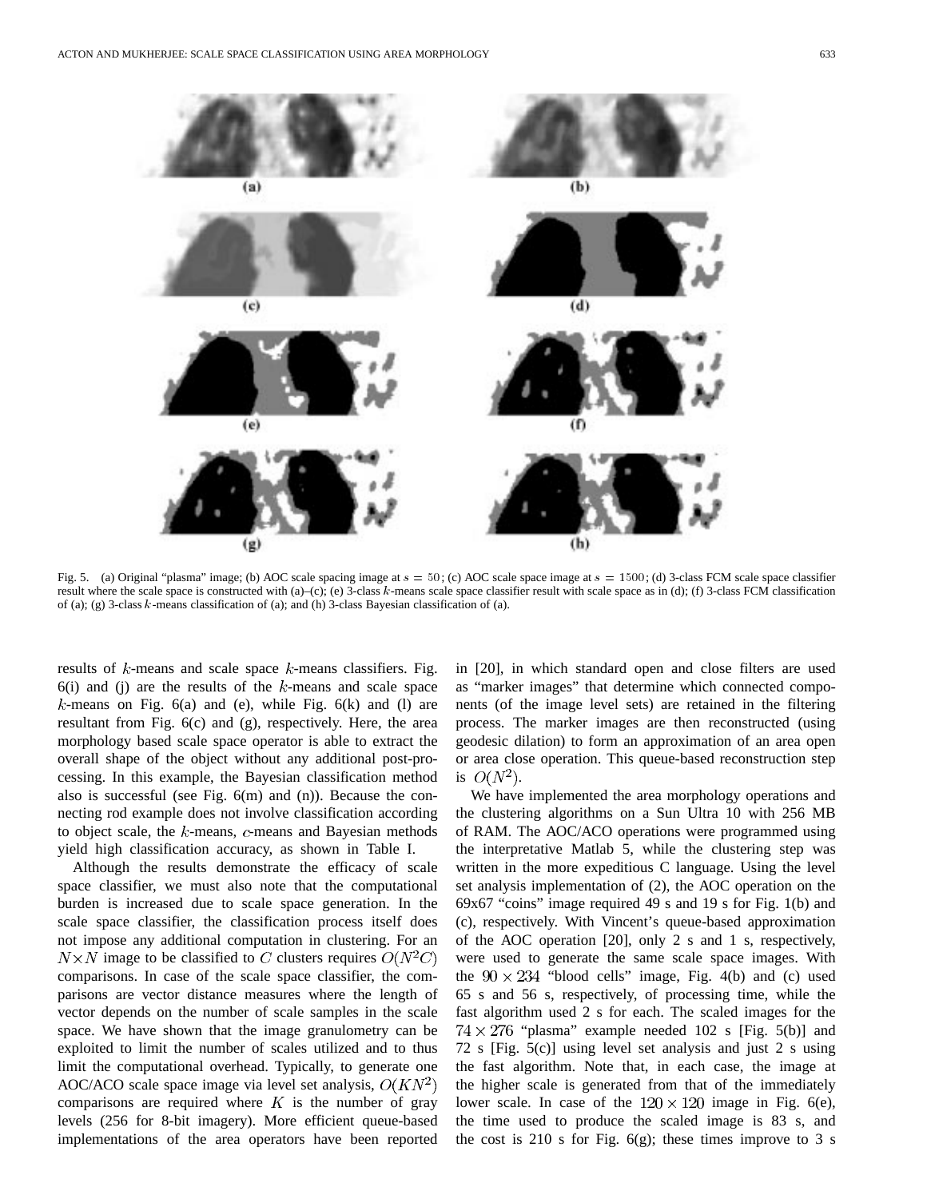Fig. 5. (a) Original "plasma" image; (b) AOC scale spacing image at $s = 50$; (c) AOC scale space image at $s = 1500$; (d) 3-class FCM scale space classifier result where the scale space is constructed with (a)–(c); (e) 3-class $k$-means scale space classifier result with scale space as in (d); (f) 3-class FCM classification of (a); (g) 3-class $k$-means classification of (a); and (h) 3-class Bayesian classification of (a).

results of $k$-means and scale space $k$-means classifiers. Fig. 6(i) and (j) are the results of the $k$-means and scale space $k$-means on Fig. 6(a) and (e), while Fig. 6(k) and (l) are resultant from Fig. 6(c) and (g), respectively. Here, the area morphology based scale space operator is able to extract the overall shape of the object without any additional post-processing. In this example, the Bayesian classification method also is successful (see Fig. 6(m) and (n)). Because the connecting rod example does not involve classification according to object scale, the $k$-means, $c$-means and Bayesian methods yield high classification accuracy, as shown in Table I.

Although the results demonstrate the efficacy of scale space classifier, we must also note that the computational burden is increased due to scale space generation. In the scale space classifier, the classification process itself does not impose any additional computation in clustering. For an $N \times N$ image to be classified to $C$ clusters requires $O(N^2 C)$ comparisons. In case of the scale space classifier, the comparisons are vector distance measures where the length of vector depends on the number of scale samples in the scale space. We have shown that the image granulometry can be exploited to limit the number of scales utilized and to thus limit the computational overhead. Typically, to generate one AOC/ACO scale space image via level set analysis, $O(KN^2)$ comparisons are required where $K$ is the number of gray levels (256 for 8-bit imagery). More efficient queue-based implementations of the area operators have been reported in [20], in which standard open and close filters are used as "marker images" that determine which connected components (of the image level sets) are retained in the filtering process. The marker images are then reconstructed (using geodesic dilation) to form an approximation of an area open or area close operation. This queue-based reconstruction step is $O(N^2)$.

We have implemented the area morphology operations and the clustering algorithms on a Sun Ultra 10 with 256 MB of RAM. The AOC/ACO operations were programmed using the interpretative Matlab 5, while the clustering step was written in the more expeditious C language. Using the level set analysis implementation of (2), the AOC operation on the 69x67 "coins" image required 49 s and 19 s for Fig. 1(b) and (c), respectively. With Vincent's queue-based approximation of the AOC operation [20], only 2 s and 1 s, respectively, were used to generate the same scale space images. With the $90 \times 234$ "blood cells" image, Fig. 4(b) and (c) used 65 s and 56 s, respectively, of processing time, while the fast algorithm used 2 s for each. The scaled images for the $74 \times 276$ "plasma" example needed 102 s [Fig. 5(b)] and 72 s [Fig. 5(c)] using level set analysis and just 2 s using the fast algorithm. Note that, in each case, the image at the higher scale is generated from that of the immediately lower scale. In case of the $120 \times 120$ image in Fig. 6(e), the time used to produce the scaled image is 83 s, and the cost is 210 s for Fig. 6(g); these times improve to 3 s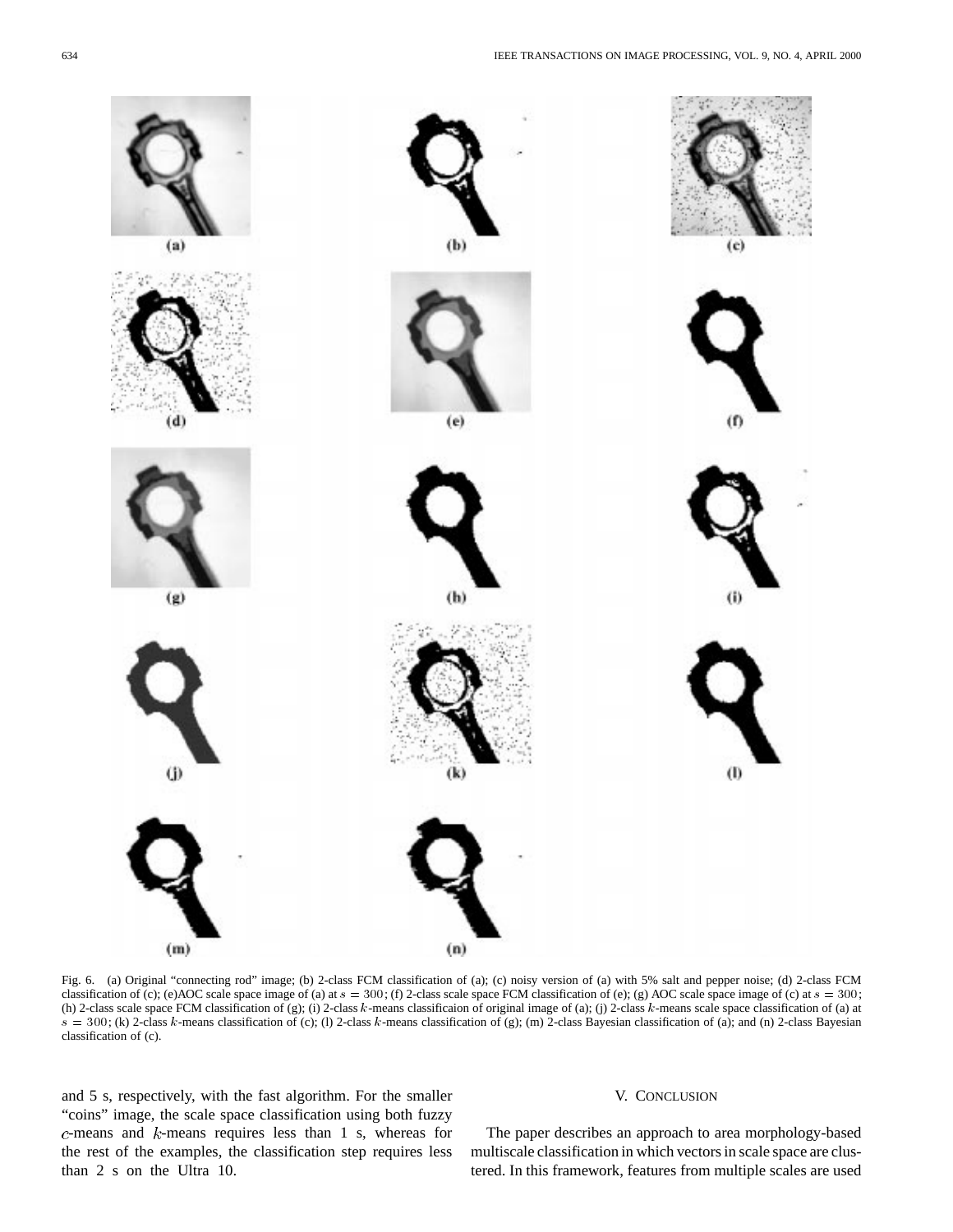(a) (b) (c)

(d) (e) (f)

(g) (h) (i)

(j) (k) (l)

(m) (n)

Fig. 6. (a) Original "connecting rod" image; (b) 2-class FCM classification of (a); (c) noisy version of (a) with 5% salt and pepper noise; (d) 2-class FCM classification of (c); (e)AOC scale space image of (a) at $s = 300$; (f) 2-class scale space FCM classification of (e); (g) AOC scale space image of (c) at $s = 300$; (h) 2-class scale space FCM classification of (g); (i) 2-class $k$-means classificaion of original image of (a); (j) 2-class $k$-means scale space classification of (a) at $s = 300$; (k) 2-class $k$-means classification of (c); (l) 2-class $k$-means classification of (g); (m) 2-class Bayesian classification of (a); and (n) 2-class Bayesian classification of (c).

and 5 s, respectively, with the fast algorithm. For the smaller "coins" image, the scale space classification using both fuzzy $c$-means and $k$-means requires less than 1 s, whereas for the rest of the examples, the classification step requires less than 2 s on the Ultra 10.

## V. Conclusion

The paper describes an approach to area morphology-based multiscale classification in which vectors in scale space are clustered. In this framework, features from multiple scales are used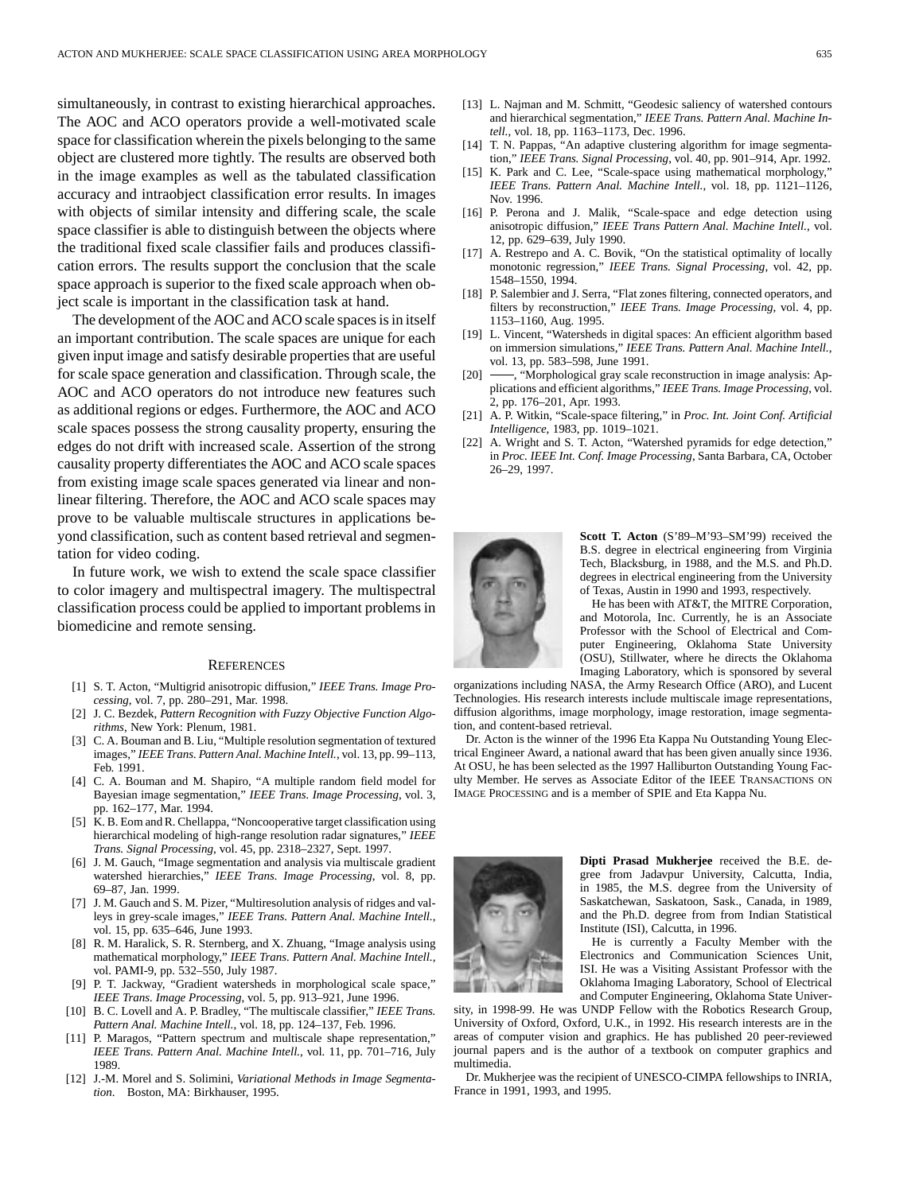simultaneously, in contrast to existing hierarchical approaches. The AOC and ACO operators provide a well-motivated scale space for classification wherein the pixels belonging to the same object are clustered more tightly. The results are observed both in the image examples as well as the tabulated classification accuracy and intraobject classification error results. In images with objects of similar intensity and differing scale, the scale space classifier is able to distinguish between the objects where the traditional fixed scale classifier fails and produces classification errors. The results support the conclusion that the scale space approach is superior to the fixed scale approach when object scale is important in the classification task at hand.

The development of the AOC and ACO scale spaces is in itself an important contribution. The scale spaces are unique for each given input image and satisfy desirable properties that are useful for scale space generation and classification. Through scale, the AOC and ACO operators do not introduce new features such as additional regions or edges. Furthermore, the AOC and ACO scale spaces possess the strong causality property, ensuring the edges do not drift with increased scale. Assertion of the strong causality property differentiates the AOC and ACO scale spaces from existing image scale spaces generated via linear and nonlinear filtering. Therefore, the AOC and ACO scale spaces may prove to be valuable multiscale structures in applications beyond classification, such as content based retrieval and segmentation for video coding.

In future work, we wish to extend the scale space classifier to color imagery and multispectral imagery. The multispectral classification process could be applied to important problems in biomedicine and remote sensing.

## REFERENCES

[1] S. T. Acton, "Multigrid anisotropic diffusion," *IEEE Trans. Image Processing*, vol. 7, pp. 280–291, Mar. 1998.

[2] J. C. Bezdek, *Pattern Recognition with Fuzzy Objective Function Algorithms*, New York: Plenum, 1981.

[3] C. A. Bouman and B. Liu, "Multiple resolution segmentation of textured images," *IEEE Trans. Pattern Anal. Machine Intell.*, vol. 13, pp. 99–113, Feb. 1991.

[4] C. A. Bouman and M. Shapiro, "A multiple random field model for Bayesian image segmentation," *IEEE Trans. Image Processing*, vol. 3, pp. 162–177, Mar. 1994.

[5] K. B. Eom and R. Chellappa, "Noncooperative target classification using hierarchical modeling of high-range resolution radar signatures," *IEEE Trans. Signal Processing*, vol. 45, pp. 2318–2327, Sept. 1997.

[6] J. M. Gauch, "Image segmentation and analysis via multiscale gradient watershed hierarchies," *IEEE Trans. Image Processing*, vol. 8, pp. 69–87, Jan. 1999.

[7] J. M. Gauch and S. M. Pizer, "Multiresolution analysis of ridges and valleys in grey-scale images," *IEEE Trans. Pattern Anal. Machine Intell.*, vol. 15, pp. 635–646, June 1993.

[8] R. M. Haralick, S. R. Sternberg, and X. Zhuang, "Image analysis using mathematical morphology," *IEEE Trans. Pattern Anal. Machine Intell.*, vol. PAMI-9, pp. 532–550, July 1987.

[9] P. T. Jackway, "Gradient watersheds in morphological scale space," *IEEE Trans. Image Processing*, vol. 5, pp. 913–921, June 1996.

[10] B. C. Lovell and A. P. Bradley, "The multiscale classifier," *IEEE Trans. Pattern Anal. Machine Intell.*, vol. 18, pp. 124–137, Feb. 1996.

[11] P. Maragos, "Pattern spectrum and multiscale shape representation," *IEEE Trans. Pattern Anal. Machine Intell.*, vol. 11, pp. 701–716, July 1989.

[12] J.-M. Morel and S. Solimini, *Variational Methods in Image Segmentation*. Boston, MA: Birkhauser, 1995.

[13] L. Najman and M. Schmitt, "Geodesic saliency of watershed contours and hierarchical segmentation," *IEEE Trans. Pattern Anal. Machine Intell.*, vol. 18, pp. 1163–1173, Dec. 1996.

[14] T. N. Pappas, "An adaptive clustering algorithm for image segmentation," *IEEE Trans. Signal Processing*, vol. 40, pp. 901–914, Apr. 1992.

[15] K. Park and C. Lee, "Scale-space using mathematical morphology," *IEEE Trans. Pattern Anal. Machine Intell.*, vol. 18, pp. 1121–1126, Nov. 1996.

[16] P. Perona and J. Malik, "Scale-space and edge detection using anisotropic diffusion," *IEEE Trans Pattern Anal. Machine Intell.*, vol. 12, pp. 629–639, July 1990.

[17] A. Restrepo and A. C. Bovik, "On the statistical optimality of locally monotonic regression," *IEEE Trans. Signal Processing*, vol. 42, pp. 1548–1550, 1994.

[18] P. Salembier and J. Serra, "Flat zones filtering, connected operators, and filters by reconstruction," *IEEE Trans. Image Processing*, vol. 4, pp. 1153–1160, Aug. 1995.

[19] L. Vincent, "Watersheds in digital spaces: An efficient algorithm based on immersion simulations," *IEEE Trans. Pattern Anal. Machine Intell.*, vol. 13, pp. 583–598, June 1991.

[20] ——, "Morphological gray scale reconstruction in image analysis: Applications and efficient algorithms," *IEEE Trans. Image Processing*, vol. 2, pp. 176–201, Apr. 1993.

[21] A. P. Witkin, "Scale-space filtering," in *Proc. Int. Joint Conf. Artificial Intelligence*, 1983, pp. 1019–1021.

[22] A. Wright and S. T. Acton, "Watershed pyramids for edge detection," in *Proc. IEEE Int. Conf. Image Processing*, Santa Barbara, CA, October 26–29, 1997.

**Scott T. Acton** (S'89–M'93–SM'99) received the B.S. degree in electrical engineering from Virginia Tech, Blacksburg, in 1988, and the M.S. and Ph.D. degrees in electrical engineering from the University of Texas, Austin in 1990 and 1993, respectively.

He has been with AT&T, the MITRE Corporation, and Motorola, Inc. Currently, he is an Associate Professor with the School of Electrical and Computer Engineering, Oklahoma State University (OSU), Stillwater, where he directs the Oklahoma Imaging Laboratory, which is sponsored by several organizations including NASA, the Army Research Office (ARO), and Lucent Technologies. His research interests include multiscale image representations, diffusion algorithms, image morphology, image restoration, image segmentation, and content-based retrieval.

Dr. Acton is the winner of the 1996 Eta Kappa Nu Outstanding Young Electrical Engineer Award, a national award that has been given anually since 1936. At OSU, he has been selected as the 1997 Halliburton Outstanding Young Faculty Member. He serves as Associate Editor of the IEEE TRANSACTIONS ON IMAGE PROCESSING and is a member of SPIE and Eta Kappa Nu.

**Dipti Prasad Mukherjee** received the B.E. degree from Jadavpur University, Calcutta, India, in 1985, the M.S. degree from the University of Saskatchewan, Saskatoon, Sask., Canada, in 1989, and the Ph.D. degree from Indian Statistical Institute (ISI), Calcutta, in 1996.

He is currently a Faculty Member with the Electronics and Communication Sciences Unit, ISI. He was a Visiting Assistant Professor with the Oklahoma Imaging Laboratory, School of Electrical and Computer Engineering, Oklahoma State University, in 1998-99. He was UNDP Fellow with the Robotics Research Group, University of Oxford, Oxford, U.K., in 1992. His research interests are in the areas of computer vision and graphics. He has published 20 peer-reviewed journal papers and is the author of a textbook on computer graphics and multimedia.

Dr. Mukherjee was the recipient of UNESCO-CIMPA fellowships to INRIA, France in 1991, 1993, and 1995.